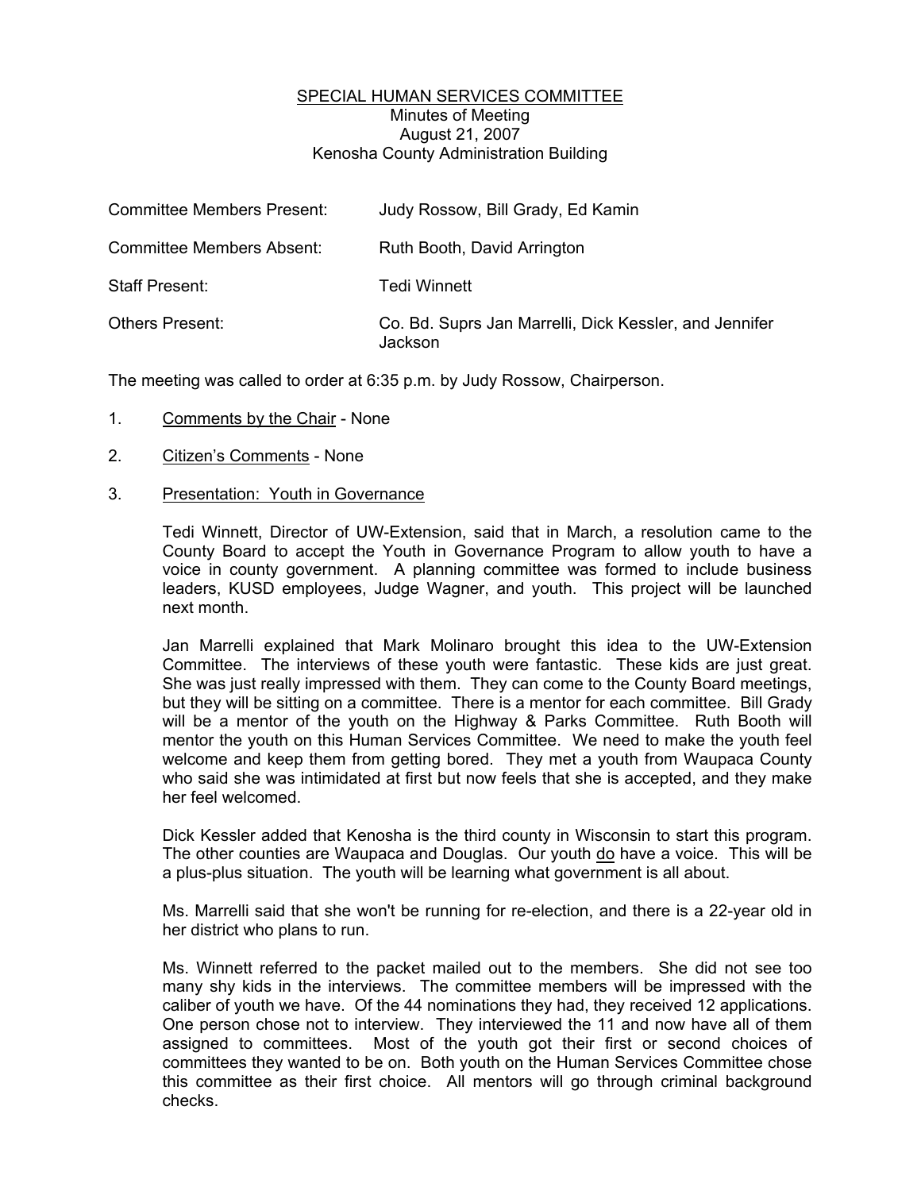SPECIAL HUMAN SERVICES COMMITTEE
Minutes of Meeting
August 21, 2007
Kenosha County Administration Building

| | |
|---|---|
| Committee Members Present: | Judy Rossow, Bill Grady, Ed Kamin |
| Committee Members Absent: | Ruth Booth, David Arrington |
| Staff Present: | Tedi Winnett |
| Others Present: | Co. Bd. Suprs Jan Marrelli, Dick Kessler, and Jennifer Jackson |

The meeting was called to order at 6:35 p.m. by Judy Rossow, Chairperson.

1. Comments by the Chair - None

2. Citizen's Comments - None

3. Presentation: Youth in Governance

   Tedi Winnett, Director of UW-Extension, said that in March, a resolution came to the County Board to accept the Youth in Governance Program to allow youth to have a voice in county government. A planning committee was formed to include business leaders, KUSD employees, Judge Wagner, and youth. This project will be launched next month.

   Jan Marrelli explained that Mark Molinaro brought this idea to the UW-Extension Committee. The interviews of these youth were fantastic. These kids are just great. She was just really impressed with them. They can come to the County Board meetings, but they will be sitting on a committee. There is a mentor for each committee. Bill Grady will be a mentor of the youth on the Highway & Parks Committee. Ruth Booth will mentor the youth on this Human Services Committee. We need to make the youth feel welcome and keep them from getting bored. They met a youth from Waupaca County who said she was intimidated at first but now feels that she is accepted, and they make her feel welcomed.

   Dick Kessler added that Kenosha is the third county in Wisconsin to start this program. The other counties are Waupaca and Douglas. Our youth do have a voice. This will be a plus-plus situation. The youth will be learning what government is all about.

   Ms. Marrelli said that she won't be running for re-election, and there is a 22-year old in her district who plans to run.

   Ms. Winnett referred to the packet mailed out to the members. She did not see too many shy kids in the interviews. The committee members will be impressed with the caliber of youth we have. Of the 44 nominations they had, they received 12 applications. One person chose not to interview. They interviewed the 11 and now have all of them assigned to committees. Most of the youth got their first or second choices of committees they wanted to be on. Both youth on the Human Services Committee chose this committee as their first choice. All mentors will go through criminal background checks.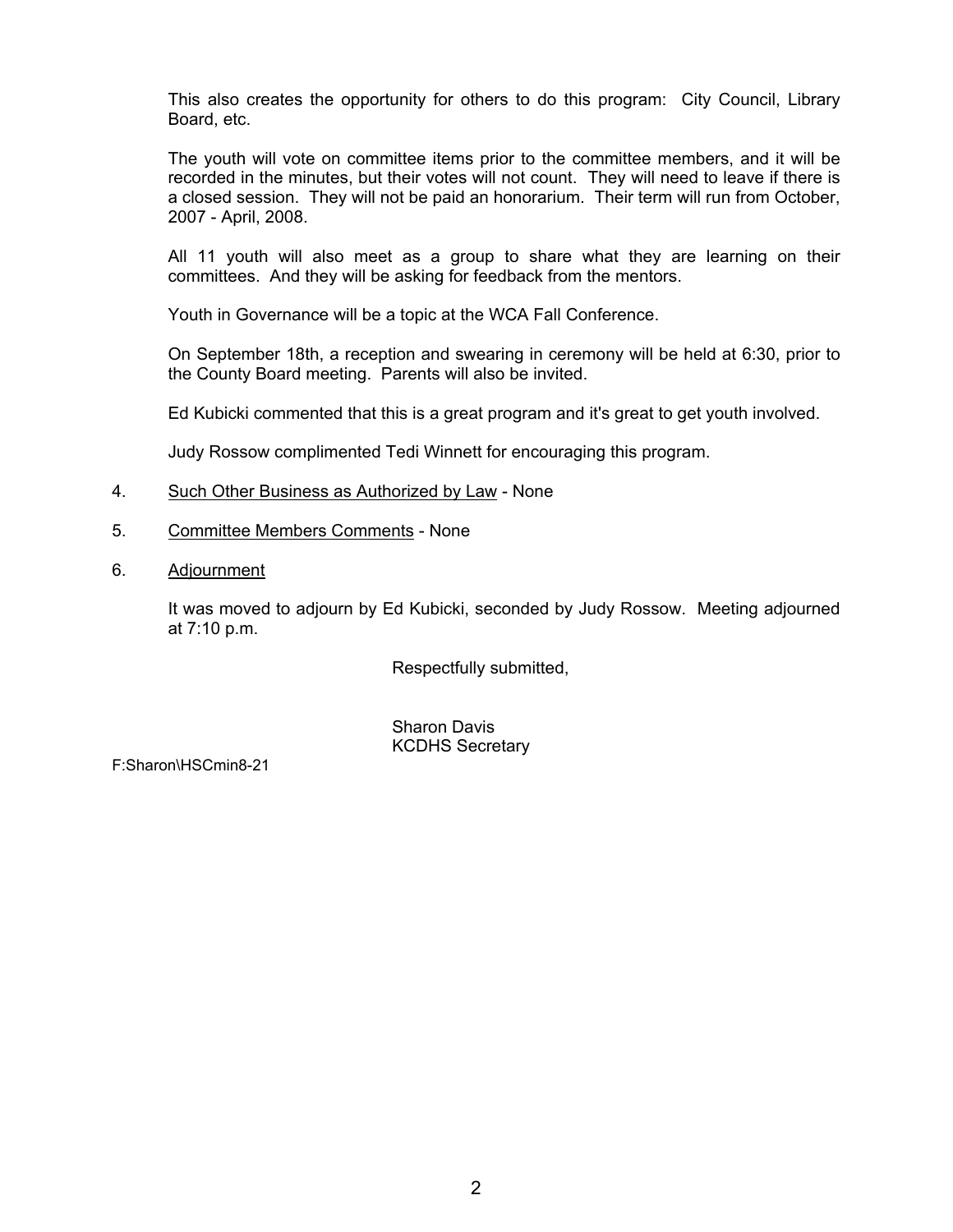This also creates the opportunity for others to do this program: City Council, Library Board, etc.

The youth will vote on committee items prior to the committee members, and it will be recorded in the minutes, but their votes will not count. They will need to leave if there is a closed session. They will not be paid an honorarium. Their term will run from October, 2007 - April, 2008.

All 11 youth will also meet as a group to share what they are learning on their committees. And they will be asking for feedback from the mentors.

Youth in Governance will be a topic at the WCA Fall Conference.

On September 18th, a reception and swearing in ceremony will be held at 6:30, prior to the County Board meeting. Parents will also be invited.

Ed Kubicki commented that this is a great program and it's great to get youth involved.

Judy Rossow complimented Tedi Winnett for encouraging this program.

4. Such Other Business as Authorized by Law - None

5. Committee Members Comments - None

6. Adjournment

It was moved to adjourn by Ed Kubicki, seconded by Judy Rossow. Meeting adjourned at 7:10 p.m.

Respectfully submitted,

Sharon Davis
KCDHS Secretary

F:Sharon\HSCmin8-21